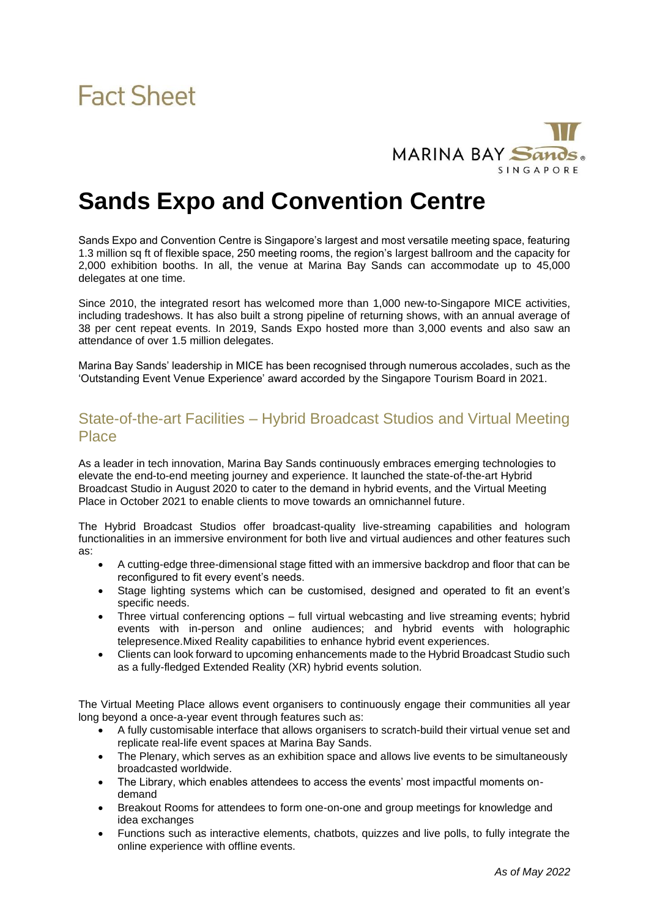# Fact Sheet

MARINA BAY Sands SINGAPORE

# Sands Expo and Convention Centre

Sands Expo and Convention Centre is Singapore's largest and most versatile meeting space, featuring 1.3 million sq ft of flexible space, 250 meeting rooms, the region's largest ballroom and the capacity for 2,000 exhibition booths. In all, the venue at Marina Bay Sands can accommodate up to 45,000 delegates at one time.

Since 2010, the integrated resort has welcomed more than 1,000 new-to-Singapore MICE activities, including tradeshows. It has also built a strong pipeline of returning shows, with an annual average of 38 per cent repeat events. In 2019, Sands Expo hosted more than 3,000 events and also saw an attendance of over 1.5 million delegates.

Marina Bay Sands' leadership in MICE has been recognised through numerous accolades, such as the 'Outstanding Event Venue Experience' award accorded by the Singapore Tourism Board in 2021.

## State-of-the-art Facilities – Hybrid Broadcast Studios and Virtual Meeting Place

As a leader in tech innovation, Marina Bay Sands continuously embraces emerging technologies to elevate the end-to-end meeting journey and experience. It launched the state-of-the-art Hybrid Broadcast Studio in August 2020 to cater to the demand in hybrid events, and the Virtual Meeting Place in October 2021 to enable clients to move towards an omnichannel future.

The Hybrid Broadcast Studios offer broadcast-quality live-streaming capabilities and hologram functionalities in an immersive environment for both live and virtual audiences and other features such as:

- A cutting-edge three-dimensional stage fitted with an immersive backdrop and floor that can be reconfigured to fit every event's needs.
- Stage lighting systems which can be customised, designed and operated to fit an event's specific needs.
- Three virtual conferencing options – full virtual webcasting and live streaming events; hybrid events with in-person and online audiences; and hybrid events with holographic telepresence.Mixed Reality capabilities to enhance hybrid event experiences.
- Clients can look forward to upcoming enhancements made to the Hybrid Broadcast Studio such as a fully-fledged Extended Reality (XR) hybrid events solution.

The Virtual Meeting Place allows event organisers to continuously engage their communities all year long beyond a once-a-year event through features such as:

- A fully customisable interface that allows organisers to scratch-build their virtual venue set and replicate real-life event spaces at Marina Bay Sands.
- The Plenary, which serves as an exhibition space and allows live events to be simultaneously broadcasted worldwide.
- The Library, which enables attendees to access the events' most impactful moments on-demand
- Breakout Rooms for attendees to form one-on-one and group meetings for knowledge and idea exchanges
- Functions such as interactive elements, chatbots, quizzes and live polls, to fully integrate the online experience with offline events.

*As of May 2022*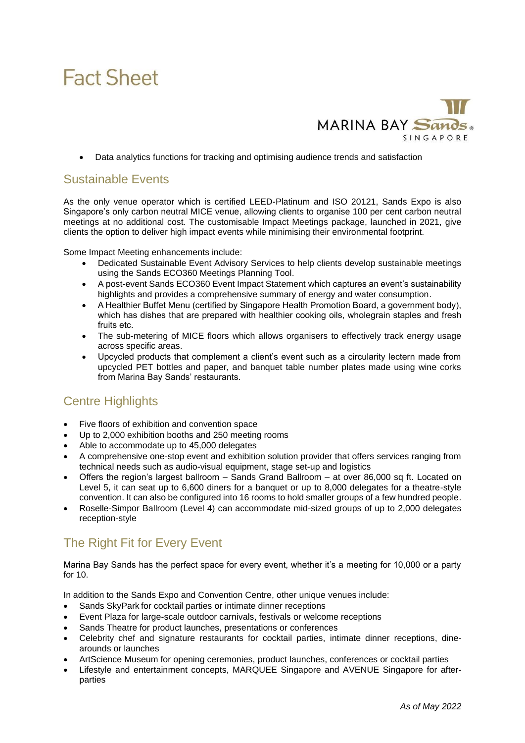- Data analytics functions for tracking and optimising audience trends and satisfaction

## Sustainable Events

As the only venue operator which is certified LEED-Platinum and ISO 20121, Sands Expo is also Singapore's only carbon neutral MICE venue, allowing clients to organise 100 per cent carbon neutral meetings at no additional cost. The customisable Impact Meetings package, launched in 2021, give clients the option to deliver high impact events while minimising their environmental footprint.

Some Impact Meeting enhancements include:

- Dedicated Sustainable Event Advisory Services to help clients develop sustainable meetings using the Sands ECO360 Meetings Planning Tool.
- A post-event Sands ECO360 Event Impact Statement which captures an event's sustainability highlights and provides a comprehensive summary of energy and water consumption.
- A Healthier Buffet Menu (certified by Singapore Health Promotion Board, a government body), which has dishes that are prepared with healthier cooking oils, wholegrain staples and fresh fruits etc.
- The sub-metering of MICE floors which allows organisers to effectively track energy usage across specific areas.
- Upcycled products that complement a client's event such as a circularity lectern made from upcycled PET bottles and paper, and banquet table number plates made using wine corks from Marina Bay Sands' restaurants.

## Centre Highlights

- Five floors of exhibition and convention space
- Up to 2,000 exhibition booths and 250 meeting rooms
- Able to accommodate up to 45,000 delegates
- A comprehensive one-stop event and exhibition solution provider that offers services ranging from technical needs such as audio-visual equipment, stage set-up and logistics
- Offers the region's largest ballroom – Sands Grand Ballroom – at over 86,000 sq ft. Located on Level 5, it can seat up to 6,600 diners for a banquet or up to 8,000 delegates for a theatre-style convention. It can also be configured into 16 rooms to hold smaller groups of a few hundred people.
- Roselle-Simpor Ballroom (Level 4) can accommodate mid-sized groups of up to 2,000 delegates reception-style

## The Right Fit for Every Event

Marina Bay Sands has the perfect space for every event, whether it's a meeting for 10,000 or a party for 10.

In addition to the Sands Expo and Convention Centre, other unique venues include:

- Sands SkyPark for cocktail parties or intimate dinner receptions
- Event Plaza for large-scale outdoor carnivals, festivals or welcome receptions
- Sands Theatre for product launches, presentations or conferences
- Celebrity chef and signature restaurants for cocktail parties, intimate dinner receptions, dine-arounds or launches
- ArtScience Museum for opening ceremonies, product launches, conferences or cocktail parties
- Lifestyle and entertainment concepts, MARQUEE Singapore and AVENUE Singapore for after-parties

*As of May 2022*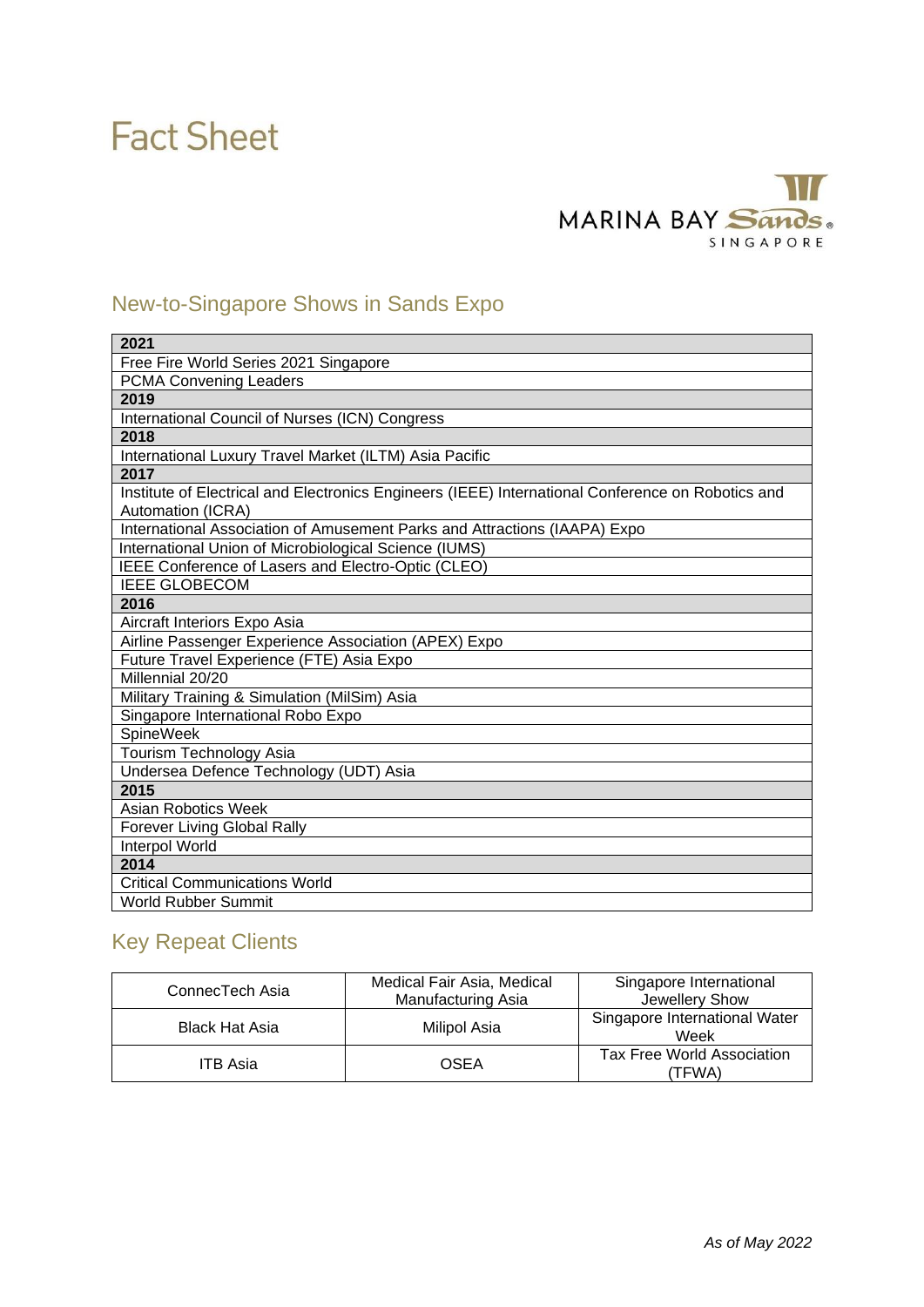# Fact Sheet

MARINA BAY Sands SINGAPORE

## New-to-Singapore Shows in Sands Expo

| 2021 |
|---|
| Free Fire World Series 2021 Singapore |
| PCMA Convening Leaders |
| **2019** |
| International Council of Nurses (ICN) Congress |
| **2018** |
| International Luxury Travel Market (ILTM) Asia Pacific |
| **2017** |
| Institute of Electrical and Electronics Engineers (IEEE) International Conference on Robotics and Automation (ICRA) |
| International Association of Amusement Parks and Attractions (IAAPA) Expo |
| International Union of Microbiological Science (IUMS) |
| IEEE Conference of Lasers and Electro-Optic (CLEO) |
| IEEE GLOBECOM |
| **2016** |
| Aircraft Interiors Expo Asia |
| Airline Passenger Experience Association (APEX) Expo |
| Future Travel Experience (FTE) Asia Expo |
| Millennial 20/20 |
| Military Training & Simulation (MilSim) Asia |
| Singapore International Robo Expo |
| SpineWeek |
| Tourism Technology Asia |
| Undersea Defence Technology (UDT) Asia |
| **2015** |
| Asian Robotics Week |
| Forever Living Global Rally |
| Interpol World |
| **2014** |
| Critical Communications World |
| World Rubber Summit |

## Key Repeat Clients

| | | |
|---|---|---|
| ConnecTech Asia | Medical Fair Asia, Medical Manufacturing Asia | Singapore International Jewellery Show |
| Black Hat Asia | Milipol Asia | Singapore International Water Week |
| ITB Asia | OSEA | Tax Free World Association (TFWA) |

*As of May 2022*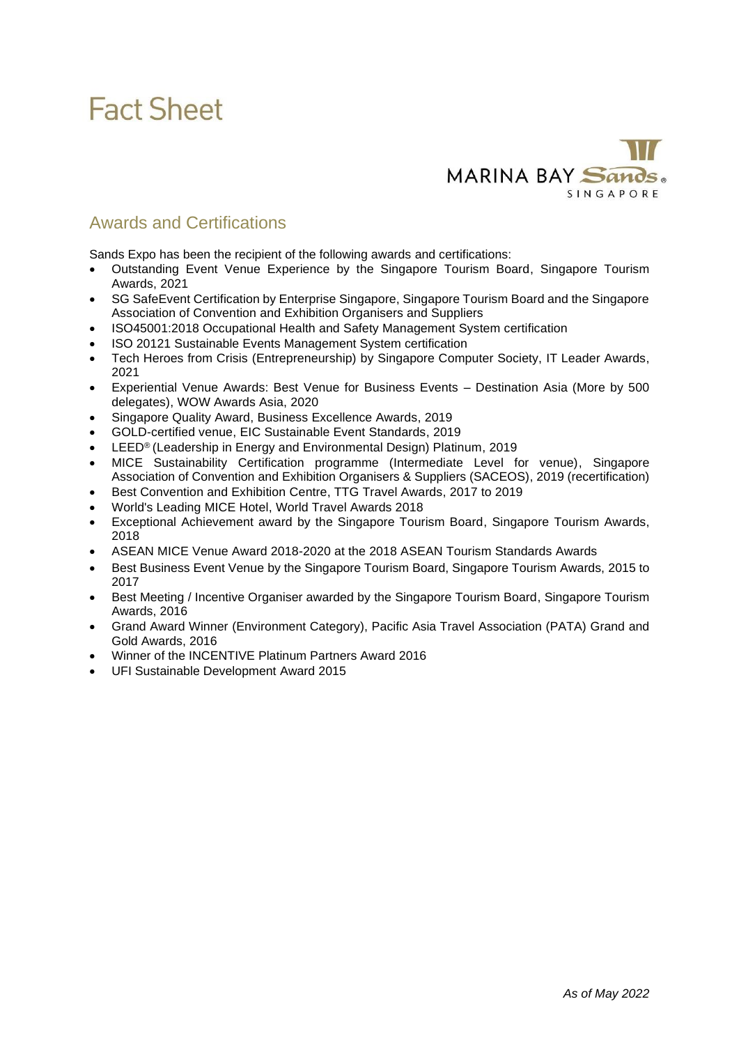# Fact Sheet

MARINA BAY Sands® SINGAPORE

## Awards and Certifications

Sands Expo has been the recipient of the following awards and certifications:

- Outstanding Event Venue Experience by the Singapore Tourism Board, Singapore Tourism Awards, 2021
- SG SafeEvent Certification by Enterprise Singapore, Singapore Tourism Board and the Singapore Association of Convention and Exhibition Organisers and Suppliers
- ISO45001:2018 Occupational Health and Safety Management System certification
- ISO 20121 Sustainable Events Management System certification
- Tech Heroes from Crisis (Entrepreneurship) by Singapore Computer Society, IT Leader Awards, 2021
- Experiential Venue Awards: Best Venue for Business Events – Destination Asia (More by 500 delegates), WOW Awards Asia, 2020
- Singapore Quality Award, Business Excellence Awards, 2019
- GOLD-certified venue, EIC Sustainable Event Standards, 2019
- LEED® (Leadership in Energy and Environmental Design) Platinum, 2019
- MICE Sustainability Certification programme (Intermediate Level for venue), Singapore Association of Convention and Exhibition Organisers & Suppliers (SACEOS), 2019 (recertification)
- Best Convention and Exhibition Centre, TTG Travel Awards, 2017 to 2019
- World's Leading MICE Hotel, World Travel Awards 2018
- Exceptional Achievement award by the Singapore Tourism Board, Singapore Tourism Awards, 2018
- ASEAN MICE Venue Award 2018-2020 at the 2018 ASEAN Tourism Standards Awards
- Best Business Event Venue by the Singapore Tourism Board, Singapore Tourism Awards, 2015 to 2017
- Best Meeting / Incentive Organiser awarded by the Singapore Tourism Board, Singapore Tourism Awards, 2016
- Grand Award Winner (Environment Category), Pacific Asia Travel Association (PATA) Grand and Gold Awards, 2016
- Winner of the INCENTIVE Platinum Partners Award 2016
- UFI Sustainable Development Award 2015

*As of May 2022*